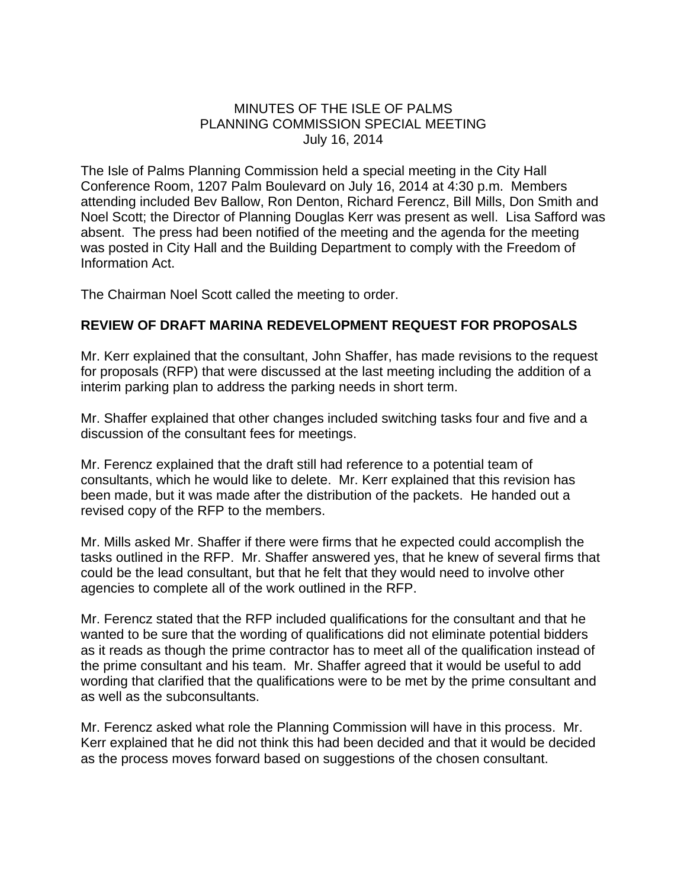MINUTES OF THE ISLE OF PALMS
PLANNING COMMISSION SPECIAL MEETING
July 16, 2014

The Isle of Palms Planning Commission held a special meeting in the City Hall Conference Room, 1207 Palm Boulevard on July 16, 2014 at 4:30 p.m. Members attending included Bev Ballow, Ron Denton, Richard Ferencz, Bill Mills, Don Smith and Noel Scott; the Director of Planning Douglas Kerr was present as well. Lisa Safford was absent. The press had been notified of the meeting and the agenda for the meeting was posted in City Hall and the Building Department to comply with the Freedom of Information Act.

The Chairman Noel Scott called the meeting to order.

**REVIEW OF DRAFT MARINA REDEVELOPMENT REQUEST FOR PROPOSALS**

Mr. Kerr explained that the consultant, John Shaffer, has made revisions to the request for proposals (RFP) that were discussed at the last meeting including the addition of a interim parking plan to address the parking needs in short term.

Mr. Shaffer explained that other changes included switching tasks four and five and a discussion of the consultant fees for meetings.

Mr. Ferencz explained that the draft still had reference to a potential team of consultants, which he would like to delete. Mr. Kerr explained that this revision has been made, but it was made after the distribution of the packets. He handed out a revised copy of the RFP to the members.

Mr. Mills asked Mr. Shaffer if there were firms that he expected could accomplish the tasks outlined in the RFP. Mr. Shaffer answered yes, that he knew of several firms that could be the lead consultant, but that he felt that they would need to involve other agencies to complete all of the work outlined in the RFP.

Mr. Ferencz stated that the RFP included qualifications for the consultant and that he wanted to be sure that the wording of qualifications did not eliminate potential bidders as it reads as though the prime contractor has to meet all of the qualification instead of the prime consultant and his team. Mr. Shaffer agreed that it would be useful to add wording that clarified that the qualifications were to be met by the prime consultant and as well as the subconsultants.

Mr. Ferencz asked what role the Planning Commission will have in this process. Mr. Kerr explained that he did not think this had been decided and that it would be decided as the process moves forward based on suggestions of the chosen consultant.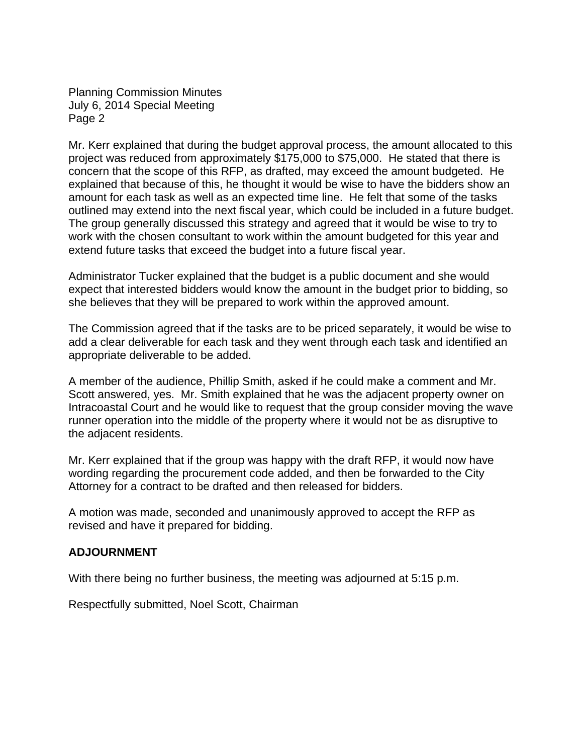Mr. Kerr explained that during the budget approval process, the amount allocated to this project was reduced from approximately $175,000 to $75,000. He stated that there is concern that the scope of this RFP, as drafted, may exceed the amount budgeted. He explained that because of this, he thought it would be wise to have the bidders show an amount for each task as well as an expected time line. He felt that some of the tasks outlined may extend into the next fiscal year, which could be included in a future budget. The group generally discussed this strategy and agreed that it would be wise to try to work with the chosen consultant to work within the amount budgeted for this year and extend future tasks that exceed the budget into a future fiscal year.

Administrator Tucker explained that the budget is a public document and she would expect that interested bidders would know the amount in the budget prior to bidding, so she believes that they will be prepared to work within the approved amount.

The Commission agreed that if the tasks are to be priced separately, it would be wise to add a clear deliverable for each task and they went through each task and identified an appropriate deliverable to be added.

A member of the audience, Phillip Smith, asked if he could make a comment and Mr. Scott answered, yes. Mr. Smith explained that he was the adjacent property owner on Intracoastal Court and he would like to request that the group consider moving the wave runner operation into the middle of the property where it would not be as disruptive to the adjacent residents.

Mr. Kerr explained that if the group was happy with the draft RFP, it would now have wording regarding the procurement code added, and then be forwarded to the City Attorney for a contract to be drafted and then released for bidders.

A motion was made, seconded and unanimously approved to accept the RFP as revised and have it prepared for bidding.

**ADJOURNMENT**

With there being no further business, the meeting was adjourned at 5:15 p.m.

Respectfully submitted, Noel Scott, Chairman